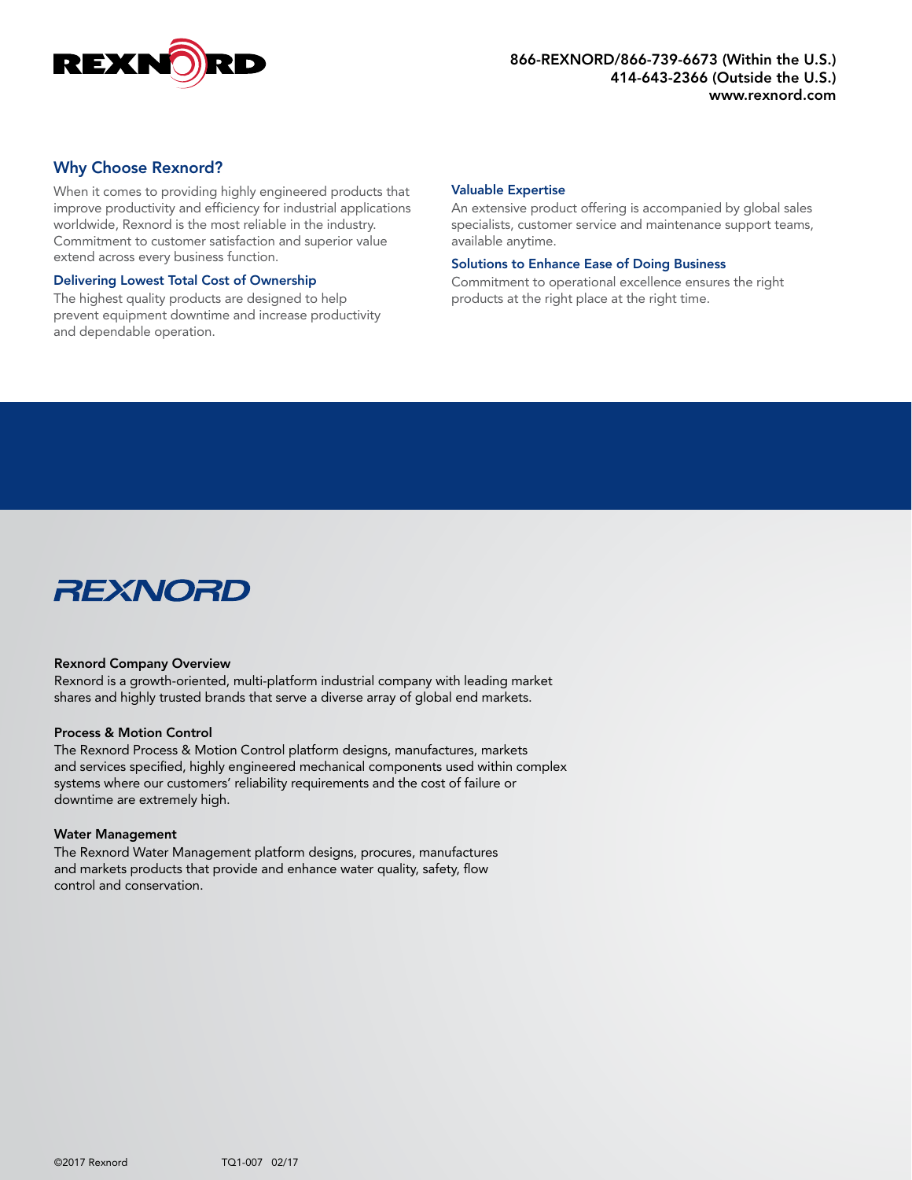866-REXNORD/866-739-6673 (Within the U.S.)
414-643-2366 (Outside the U.S.)
www.rexnord.com

## Why Choose Rexnord?

When it comes to providing highly engineered products that improve productivity and efficiency for industrial applications worldwide, Rexnord is the most reliable in the industry. Commitment to customer satisfaction and superior value extend across every business function.

### Delivering Lowest Total Cost of Ownership

The highest quality products are designed to help prevent equipment downtime and increase productivity and dependable operation.

### Valuable Expertise

An extensive product offering is accompanied by global sales specialists, customer service and maintenance support teams, available anytime.

### Solutions to Enhance Ease of Doing Business

Commitment to operational excellence ensures the right products at the right place at the right time.

## REXNORD

**Rexnord Company Overview**
Rexnord is a growth-oriented, multi-platform industrial company with leading market shares and highly trusted brands that serve a diverse array of global end markets.

**Process & Motion Control**
The Rexnord Process & Motion Control platform designs, manufactures, markets and services specified, highly engineered mechanical components used within complex systems where our customers' reliability requirements and the cost of failure or downtime are extremely high.

**Water Management**
The Rexnord Water Management platform designs, procures, manufactures and markets products that provide and enhance water quality, safety, flow control and conservation.

©2017 Rexnord TQ1-007 02/17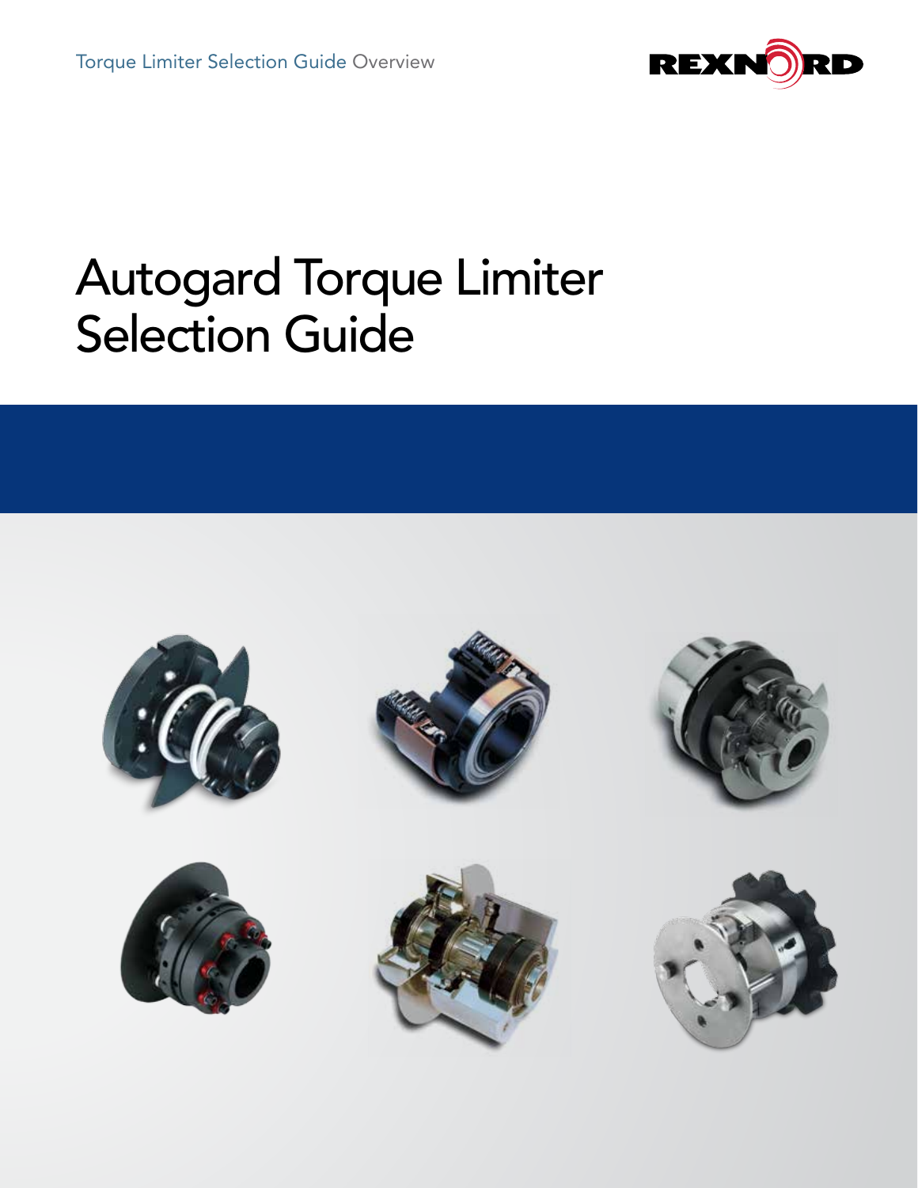# Autogard Torque Limiter Selection Guide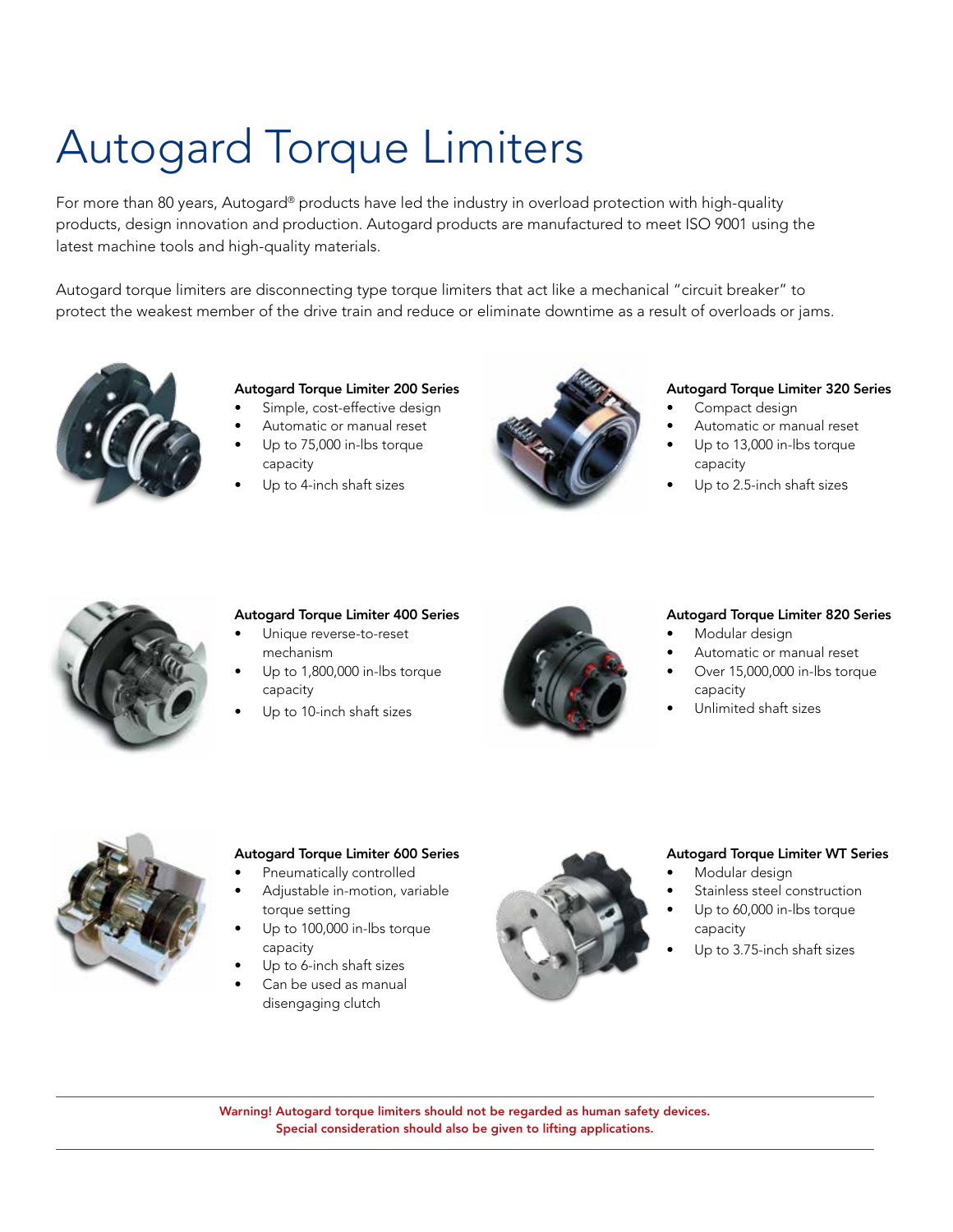# Autogard Torque Limiters

For more than 80 years, Autogard® products have led the industry in overload protection with high-quality products, design innovation and production. Autogard products are manufactured to meet ISO 9001 using the latest machine tools and high-quality materials.

Autogard torque limiters are disconnecting type torque limiters that act like a mechanical "circuit breaker" to protect the weakest member of the drive train and reduce or eliminate downtime as a result of overloads or jams.

**Autogard Torque Limiter 200 Series**

- Simple, cost-effective design
- Automatic or manual reset
- Up to 75,000 in-lbs torque capacity
- Up to 4-inch shaft sizes

**Autogard Torque Limiter 320 Series**

- Compact design
- Automatic or manual reset
- Up to 13,000 in-lbs torque capacity
- Up to 2.5-inch shaft sizes

**Autogard Torque Limiter 400 Series**

- Unique reverse-to-reset mechanism
- Up to 1,800,000 in-lbs torque capacity
- Up to 10-inch shaft sizes

**Autogard Torque Limiter 820 Series**

- Modular design
- Automatic or manual reset
- Over 15,000,000 in-lbs torque capacity
- Unlimited shaft sizes

**Autogard Torque Limiter 600 Series**

- Pneumatically controlled
- Adjustable in-motion, variable torque setting
- Up to 100,000 in-lbs torque capacity
- Up to 6-inch shaft sizes
- Can be used as manual disengaging clutch

**Autogard Torque Limiter WT Series**

- Modular design
- Stainless steel construction
- Up to 60,000 in-lbs torque capacity
- Up to 3.75-inch shaft sizes

---

**Warning! Autogard torque limiters should not be regarded as human safety devices. Special consideration should also be given to lifting applications.**

---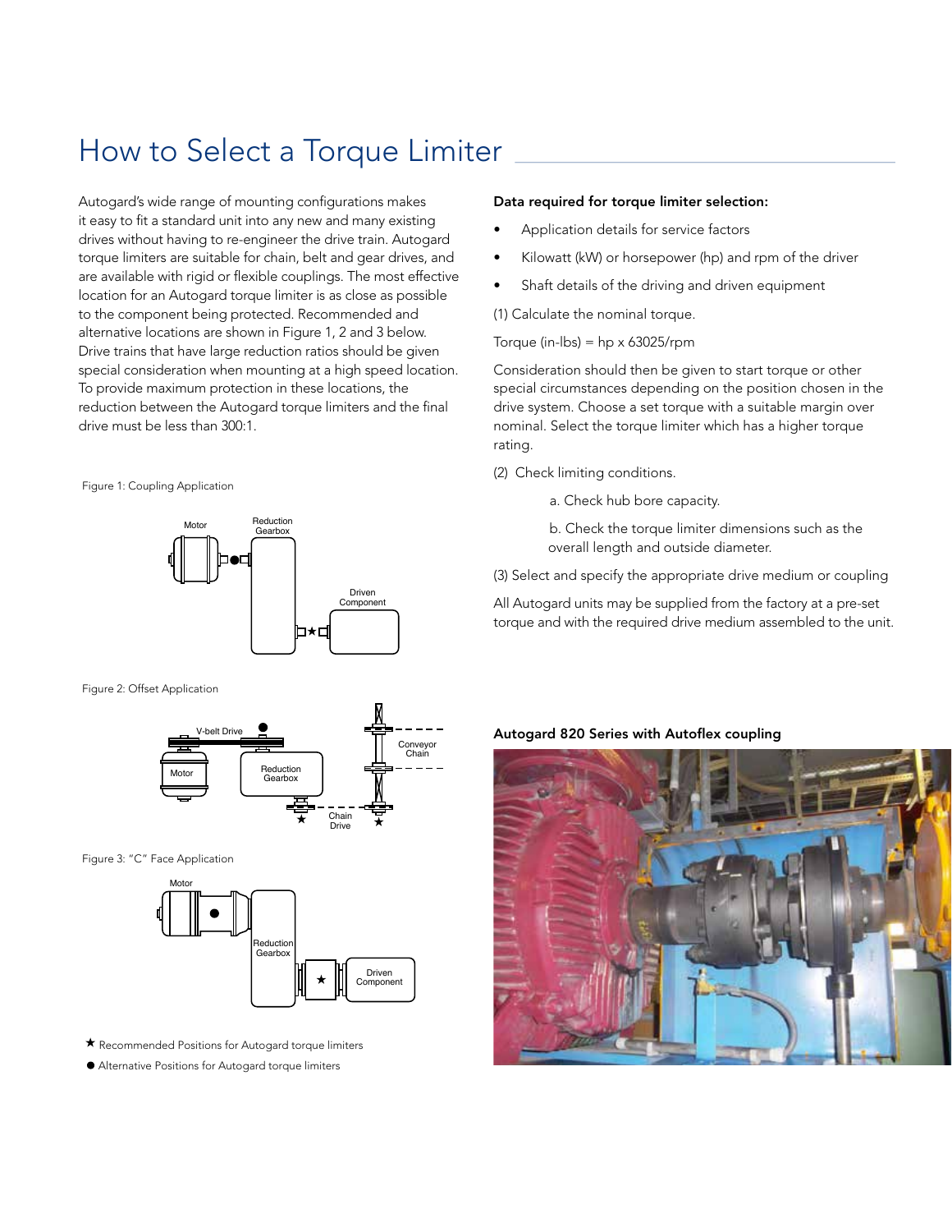# How to Select a Torque Limiter

Autogard's wide range of mounting configurations makes it easy to fit a standard unit into any new and many existing drives without having to re-engineer the drive train. Autogard torque limiters are suitable for chain, belt and gear drives, and are available with rigid or flexible couplings. The most effective location for an Autogard torque limiter is as close as possible to the component being protected. Recommended and alternative locations are shown in Figure 1, 2 and 3 below. Drive trains that have large reduction ratios should be given special consideration when mounting at a high speed location. To provide maximum protection in these locations, the reduction between the Autogard torque limiters and the final drive must be less than 300:1.

Figure 1: Coupling Application

Figure 2: Offset Application

Figure 3: "C" Face Application

★ Recommended Positions for Autogard torque limiters

● Alternative Positions for Autogard torque limiters

**Data required for torque limiter selection:**

- Application details for service factors
- Kilowatt (kW) or horsepower (hp) and rpm of the driver
- Shaft details of the driving and driven equipment

(1) Calculate the nominal torque.

Torque (in-lbs) = hp x 63025/rpm

Consideration should then be given to start torque or other special circumstances depending on the position chosen in the drive system. Choose a set torque with a suitable margin over nominal. Select the torque limiter which has a higher torque rating.

(2) Check limiting conditions.

a. Check hub bore capacity.

b. Check the torque limiter dimensions such as the overall length and outside diameter.

(3) Select and specify the appropriate drive medium or coupling

All Autogard units may be supplied from the factory at a pre-set torque and with the required drive medium assembled to the unit.

**Autogard 820 Series with Autoflex coupling**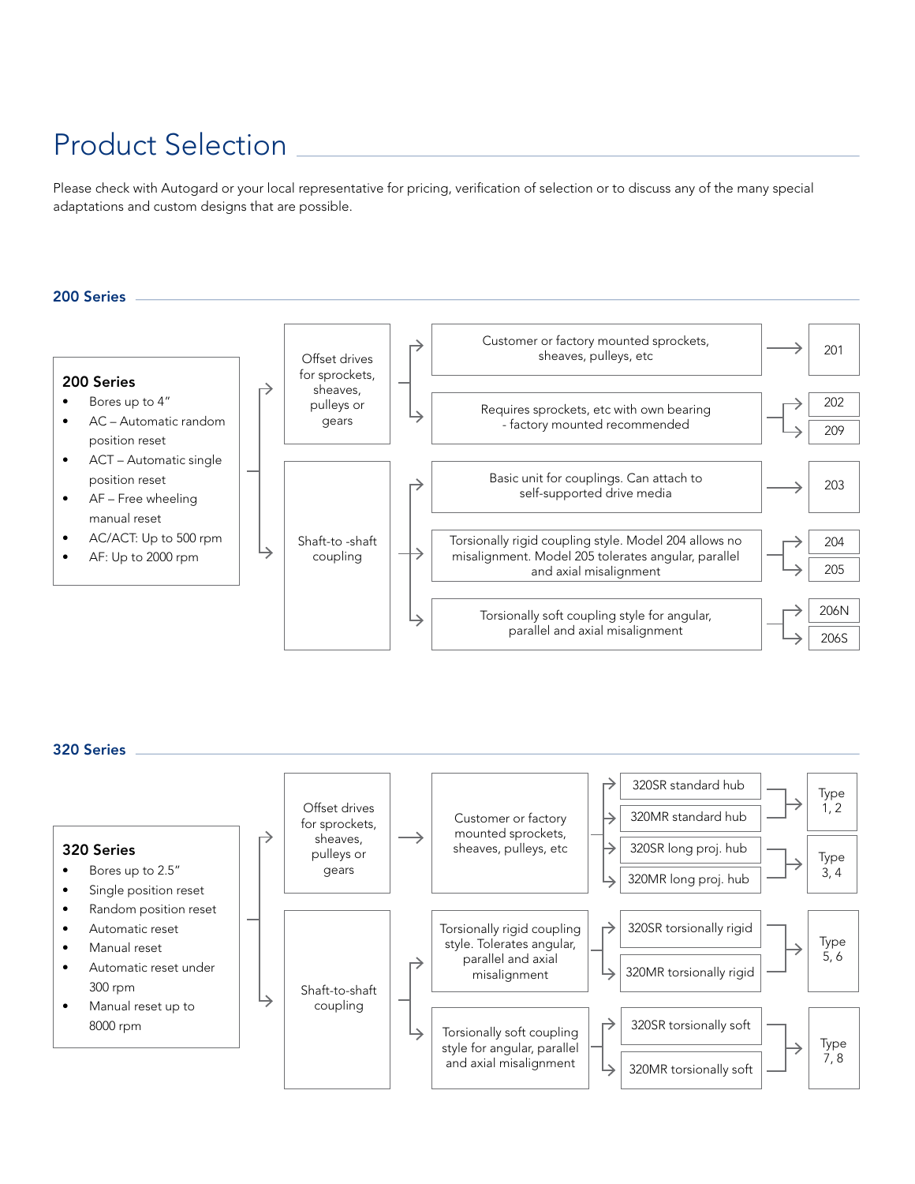# Product Selection

Please check with Autogard or your local representative for pricing, verification of selection or to discuss any of the many special adaptations and custom designs that are possible.

## 200 Series

**200 Series**

- Bores up to 4"
- AC – Automatic random position reset
- ACT – Automatic single position reset
- AF – Free wheeling manual reset
- AC/ACT: Up to 500 rpm
- AF: Up to 2000 rpm

| Drive type | Description | Model |
|---|---|---|
| Offset drives for sprockets, sheaves, pulleys or gears | Customer or factory mounted sprockets, sheaves, pulleys, etc | 201 |
| | Requires sprockets, etc with own bearing - factory mounted recommended | 202, 209 |
| Shaft-to -shaft coupling | Basic unit for couplings. Can attach to self-supported drive media | 203 |
| | Torsionally rigid coupling style. Model 204 allows no misalignment. Model 205 tolerates angular, parallel and axial misalignment | 204, 205 |
| | Torsionally soft coupling style for angular, parallel and axial misalignment | 206N, 206S |

## 320 Series

**320 Series**

- Bores up to 2.5"
- Single position reset
- Random position reset
- Automatic reset
- Manual reset
- Automatic reset under 300 rpm
- Manual reset up to 8000 rpm

| Drive type | Description | Model | Type |
|---|---|---|---|
| Offset drives for sprockets, sheaves, pulleys or gears | Customer or factory mounted sprockets, sheaves, pulleys, etc | 320SR standard hub, 320MR standard hub | Type 1, 2 |
| | | 320SR long proj. hub, 320MR long proj. hub | Type 3, 4 |
| Shaft-to-shaft coupling | Torsionally rigid coupling style. Tolerates angular, parallel and axial misalignment | 320SR torsionally rigid, 320MR torsionally rigid | Type 5, 6 |
| | Torsionally soft coupling style for angular, parallel and axial misalignment | 320SR torsionally soft, 320MR torsionally soft | Type 7, 8 |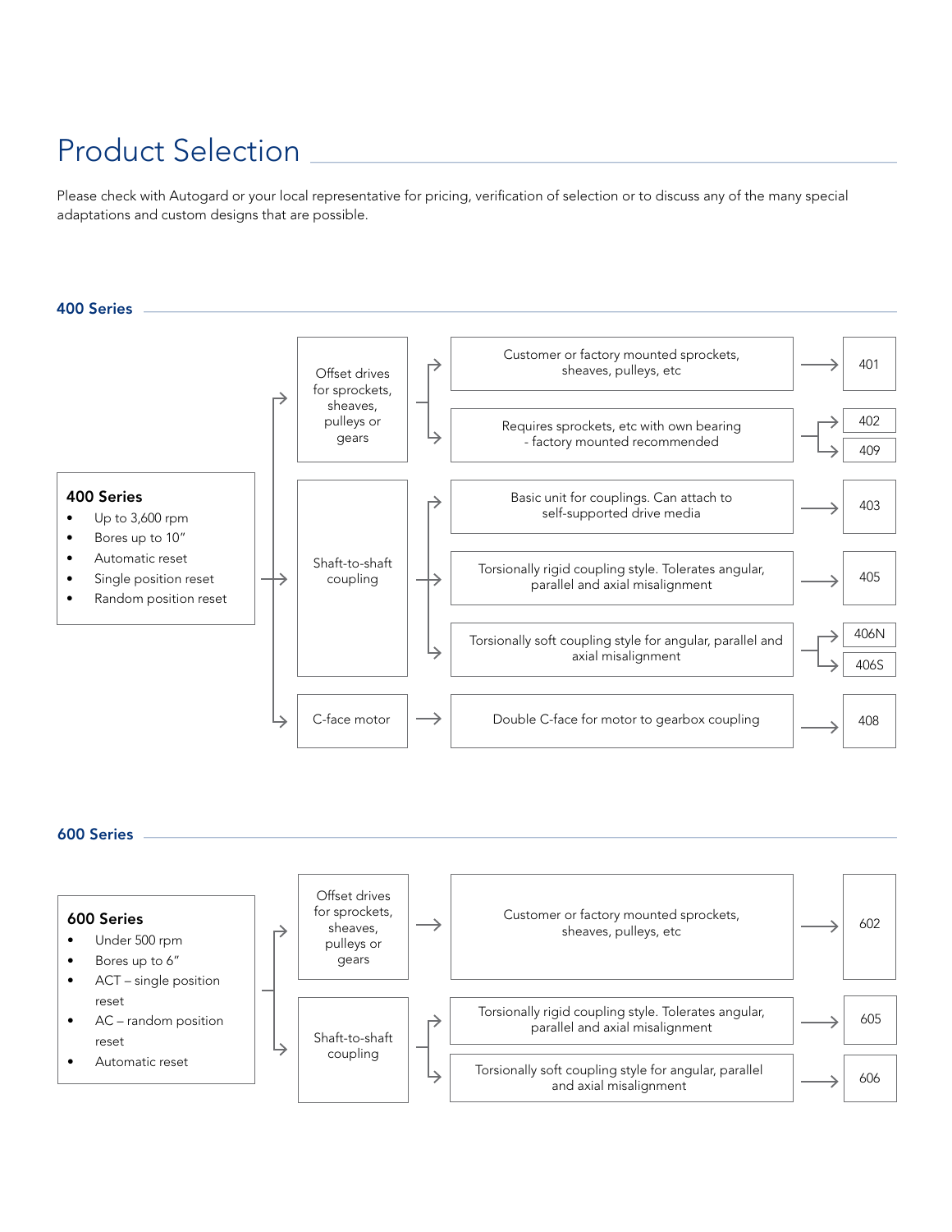# Product Selection

Please check with Autogard or your local representative for pricing, verification of selection or to discuss any of the many special adaptations and custom designs that are possible.

## 400 Series

**400 Series**

- Up to 3,600 rpm
- Bores up to 10"
- Automatic reset
- Single position reset
- Random position reset

| Application | Description | Model |
| --- | --- | --- |
| Offset drives for sprockets, sheaves, pulleys or gears | Customer or factory mounted sprockets, sheaves, pulleys, etc | 401 |
| | Requires sprockets, etc with own bearing - factory mounted recommended | 402, 409 |
| Shaft-to-shaft coupling | Basic unit for couplings. Can attach to self-supported drive media | 403 |
| | Torsionally rigid coupling style. Tolerates angular, parallel and axial misalignment | 405 |
| | Torsionally soft coupling style for angular, parallel and axial misalignment | 406N, 406S |
| C-face motor | Double C-face for motor to gearbox coupling | 408 |

## 600 Series

**600 Series**

- Under 500 rpm
- Bores up to 6"
- ACT – single position reset
- AC – random position reset
- Automatic reset

| Application | Description | Model |
| --- | --- | --- |
| Offset drives for sprockets, sheaves, pulleys or gears | Customer or factory mounted sprockets, sheaves, pulleys, etc | 602 |
| Shaft-to-shaft coupling | Torsionally rigid coupling style. Tolerates angular, parallel and axial misalignment | 605 |
| | Torsionally soft coupling style for angular, parallel and axial misalignment | 606 |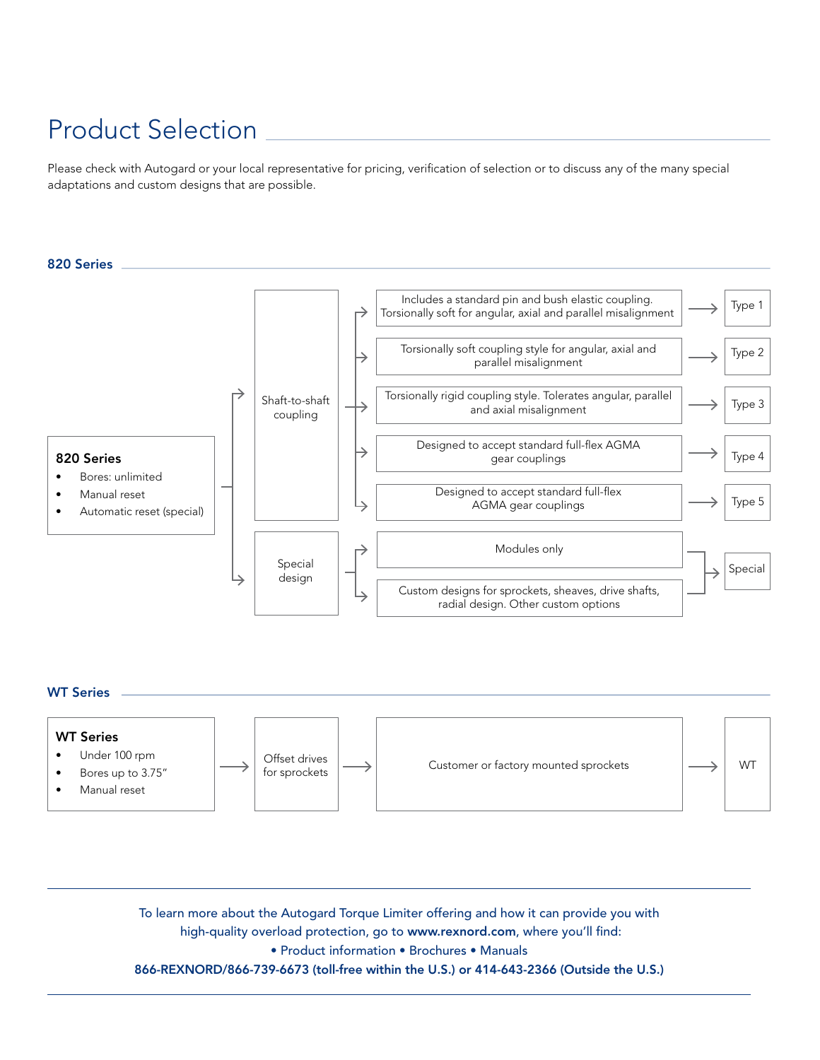# Product Selection

Please check with Autogard or your local representative for pricing, verification of selection or to discuss any of the many special adaptations and custom designs that are possible.

## 820 Series

**820 Series**

- Bores: unlimited
- Manual reset
- Automatic reset (special)

| Application | Description | Type |
|---|---|---|
| Shaft-to-shaft coupling | Includes a standard pin and bush elastic coupling. Torsionally soft for angular, axial and parallel misalignment | Type 1 |
| Shaft-to-shaft coupling | Torsionally soft coupling style for angular, axial and parallel misalignment | Type 2 |
| Shaft-to-shaft coupling | Torsionally rigid coupling style. Tolerates angular, parallel and axial misalignment | Type 3 |
| Shaft-to-shaft coupling | Designed to accept standard full-flex AGMA gear couplings | Type 4 |
| Shaft-to-shaft coupling | Designed to accept standard full-flex AGMA gear couplings | Type 5 |
| Special design | Modules only | Special |
| Special design | Custom designs for sprockets, sheaves, drive shafts, radial design. Other custom options | Special |

## WT Series

**WT Series**

- Under 100 rpm
- Bores up to 3.75"
- Manual reset

| Application | Description | Type |
|---|---|---|
| Offset drives for sprockets | Customer or factory mounted sprockets | WT |

---

To learn more about the Autogard Torque Limiter offering and how it can provide you with high-quality overload protection, go to **www.rexnord.com**, where you'll find:

• Product information • Brochures • Manuals

**866-REXNORD/866-739-6673 (toll-free within the U.S.) or 414-643-2366 (Outside the U.S.)**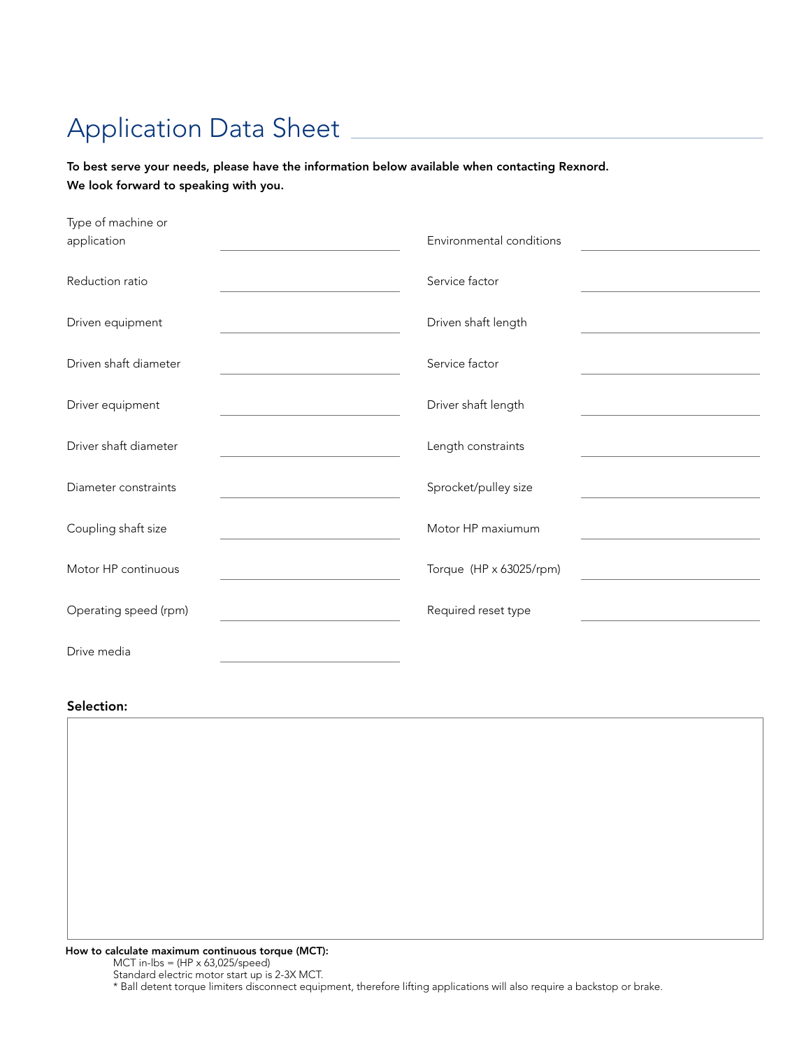# Application Data Sheet

**To best serve your needs, please have the information below available when contacting Rexnord. We look forward to speaking with you.**

| | | | |
|---|---|---|---|
| Type of machine or application | | Environmental conditions | |
| Reduction ratio | | Service factor | |
| Driven equipment | | Driven shaft length | |
| Driven shaft diameter | | Service factor | |
| Driver equipment | | Driver shaft length | |
| Driver shaft diameter | | Length constraints | |
| Diameter constraints | | Sprocket/pulley size | |
| Coupling shaft size | | Motor HP maxiumum | |
| Motor HP continuous | | Torque (HP x 63025/rpm) | |
| Operating speed (rpm) | | Required reset type | |
| Drive media | | | |

**Selection:**

**How to calculate maximum continuous torque (MCT):**

MCT in-lbs = (HP x 63,025/speed)

Standard electric motor start up is 2-3X MCT.

\* Ball detent torque limiters disconnect equipment, therefore lifting applications will also require a backstop or brake.